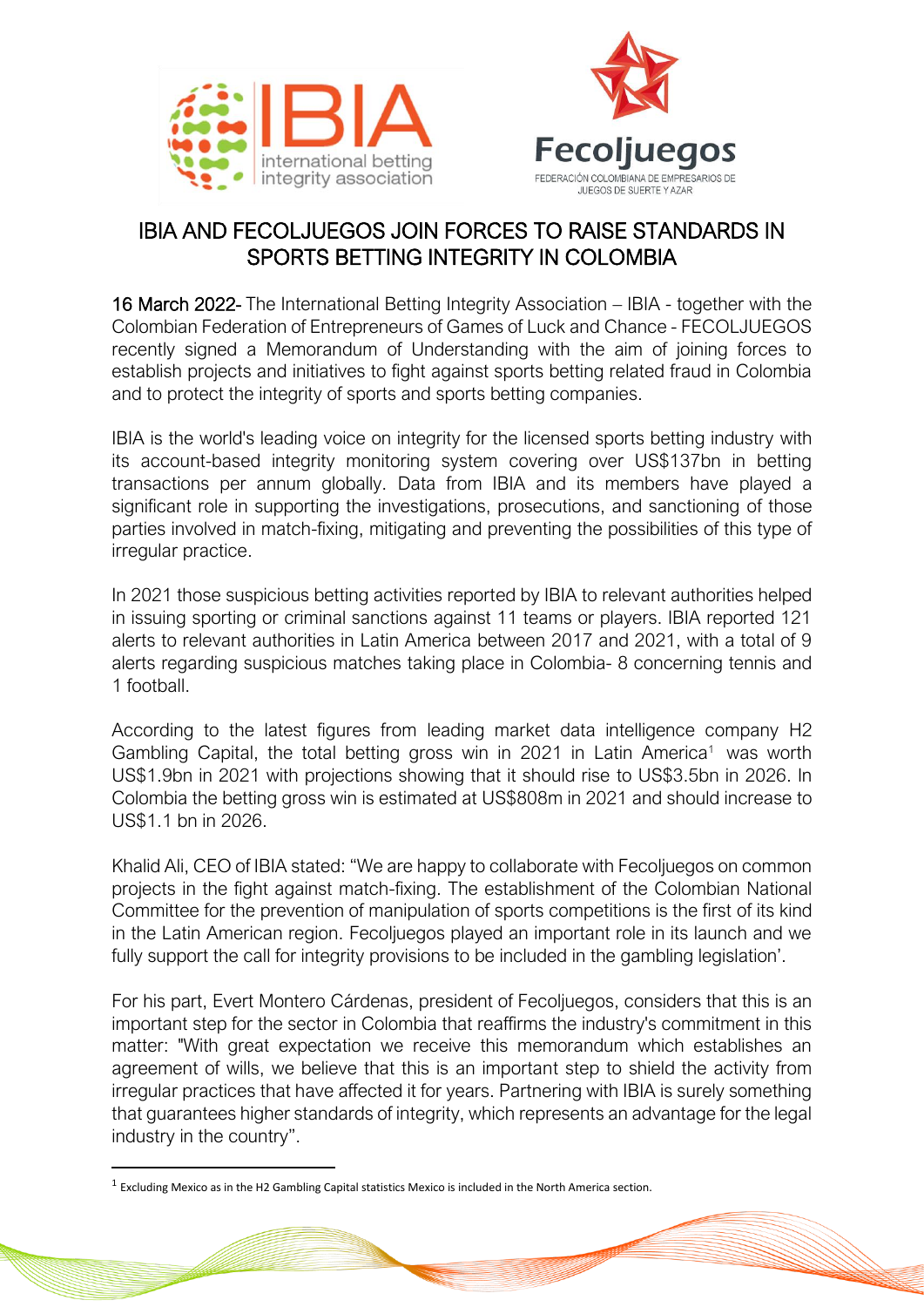# IBIA AND FECOLJUEGOS JOIN FORCES TO RAISE STANDARDS IN SPORTS BETTING INTEGRITY IN COLOMBIA

**16 March 2022**- The International Betting Integrity Association – IBIA - together with the Colombian Federation of Entrepreneurs of Games of Luck and Chance - FECOLJUEGOS recently signed a Memorandum of Understanding with the aim of joining forces to establish projects and initiatives to fight against sports betting related fraud in Colombia and to protect the integrity of sports and sports betting companies.

IBIA is the world's leading voice on integrity for the licensed sports betting industry with its account-based integrity monitoring system covering over US$137bn in betting transactions per annum globally. Data from IBIA and its members have played a significant role in supporting the investigations, prosecutions, and sanctioning of those parties involved in match-fixing, mitigating and preventing the possibilities of this type of irregular practice.

In 2021 those suspicious betting activities reported by IBIA to relevant authorities helped in issuing sporting or criminal sanctions against 11 teams or players. IBIA reported 121 alerts to relevant authorities in Latin America between 2017 and 2021, with a total of 9 alerts regarding suspicious matches taking place in Colombia- 8 concerning tennis and 1 football.

According to the latest figures from leading market data intelligence company H2 Gambling Capital, the total betting gross win in 2021 in Latin America[1] was worth US$1.9bn in 2021 with projections showing that it should rise to US$3.5bn in 2026. In Colombia the betting gross win is estimated at US$808m in 2021 and should increase to US$1.1 bn in 2026.

Khalid Ali, CEO of IBIA stated: "We are happy to collaborate with Fecoljuegos on common projects in the fight against match-fixing. The establishment of the Colombian National Committee for the prevention of manipulation of sports competitions is the first of its kind in the Latin American region. Fecoljuegos played an important role in its launch and we fully support the call for integrity provisions to be included in the gambling legislation'.

For his part, Evert Montero Cárdenas, president of Fecoljuegos, considers that this is an important step for the sector in Colombia that reaffirms the industry's commitment in this matter: "With great expectation we receive this memorandum which establishes an agreement of wills, we believe that this is an important step to shield the activity from irregular practices that have affected it for years. Partnering with IBIA is surely something that guarantees higher standards of integrity, which represents an advantage for the legal industry in the country".

---

[1] Excluding Mexico as in the H2 Gambling Capital statistics Mexico is included in the North America section.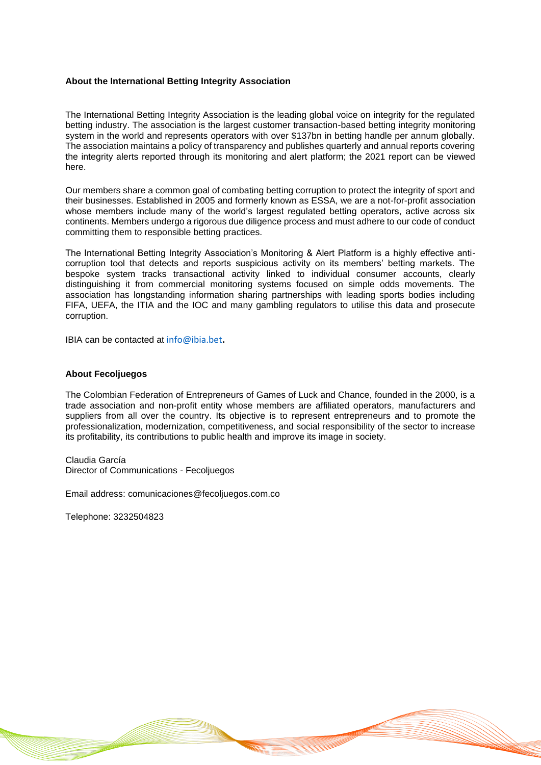**About the International Betting Integrity Association**

The International Betting Integrity Association is the leading global voice on integrity for the regulated betting industry. The association is the largest customer transaction-based betting integrity monitoring system in the world and represents operators with over $137bn in betting handle per annum globally. The association maintains a policy of transparency and publishes quarterly and annual reports covering the integrity alerts reported through its monitoring and alert platform; the 2021 report can be viewed here.

Our members share a common goal of combating betting corruption to protect the integrity of sport and their businesses. Established in 2005 and formerly known as ESSA, we are a not-for-profit association whose members include many of the world's largest regulated betting operators, active across six continents. Members undergo a rigorous due diligence process and must adhere to our code of conduct committing them to responsible betting practices.

The International Betting Integrity Association's Monitoring & Alert Platform is a highly effective anti-corruption tool that detects and reports suspicious activity on its members' betting markets. The bespoke system tracks transactional activity linked to individual consumer accounts, clearly distinguishing it from commercial monitoring systems focused on simple odds movements. The association has longstanding information sharing partnerships with leading sports bodies including FIFA, UEFA, the ITIA and the IOC and many gambling regulators to utilise this data and prosecute corruption.

IBIA can be contacted at info@ibia.bet.

**About Fecoljuegos**

The Colombian Federation of Entrepreneurs of Games of Luck and Chance, founded in the 2000, is a trade association and non-profit entity whose members are affiliated operators, manufacturers and suppliers from all over the country. Its objective is to represent entrepreneurs and to promote the professionalization, modernization, competitiveness, and social responsibility of the sector to increase its profitability, its contributions to public health and improve its image in society.

Claudia García
Director of Communications - Fecoljuegos

Email address: comunicaciones@fecoljuegos.com.co

Telephone: 3232504823